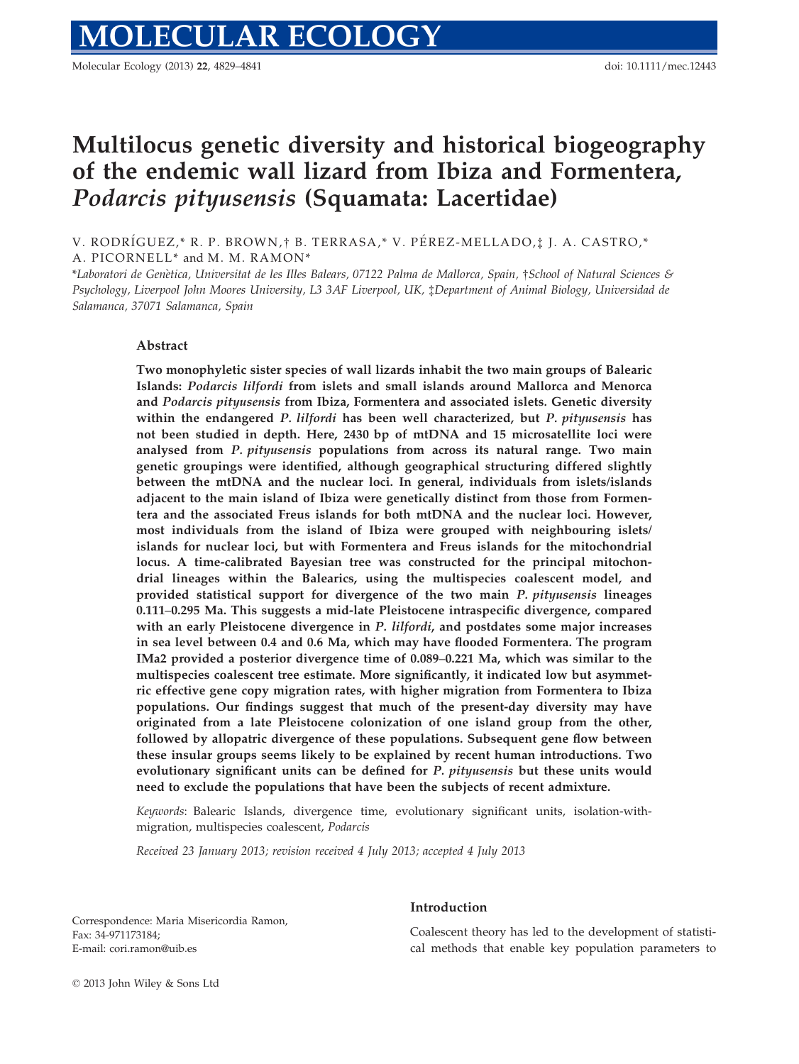# Multilocus genetic diversity and historical biogeography of the endemic wall lizard from Ibiza and Formentera, *Podarcis pityusensis* (Squamata: Lacertidae)

V. RODRÍGUEZ,* R. P. BROWN,† B. TERRASA,* V. PÉREZ-MELLADO,‡ J. A. CASTRO,* A. PICORNELL* and M. M. RAMON*

*Laboratori de Genètica, Universitat de les Illes Balears, 07122 Palma de Mallorca, Spain, †School of Natural Sciences & Psychology, Liverpool John Moores University, L3 3AF Liverpool, UK, ‡Department of Animal Biology, Universidad de Salamanca, 37071 Salamanca, Spain

## Abstract

**Two monophyletic sister species of wall lizards inhabit the two main groups of Balearic Islands: *Podarcis lilfordi* from islets and small islands around Mallorca and Menorca and *Podarcis pityusensis* from Ibiza, Formentera and associated islets. Genetic diversity within the endangered *P. lilfordi* has been well characterized, but *P. pityusensis* has not been studied in depth. Here, 2430 bp of mtDNA and 15 microsatellite loci were analysed from *P. pityusensis* populations from across its natural range. Two main genetic groupings were identified, although geographical structuring differed slightly between the mtDNA and the nuclear loci. In general, individuals from islets/islands adjacent to the main island of Ibiza were genetically distinct from those from Formentera and the associated Freus islands for both mtDNA and the nuclear loci. However, most individuals from the island of Ibiza were grouped with neighbouring islets/islands for nuclear loci, but with Formentera and Freus islands for the mitochondrial locus. A time-calibrated Bayesian tree was constructed for the principal mitochondrial lineages within the Balearics, using the multispecies coalescent model, and provided statistical support for divergence of the two main *P. pityusensis* lineages 0.111–0.295 Ma. This suggests a mid-late Pleistocene intraspecific divergence, compared with an early Pleistocene divergence in *P. lilfordi*, and postdates some major increases in sea level between 0.4 and 0.6 Ma, which may have flooded Formentera. The program IMa2 provided a posterior divergence time of 0.089–0.221 Ma, which was similar to the multispecies coalescent tree estimate. More significantly, it indicated low but asymmetric effective gene copy migration rates, with higher migration from Formentera to Ibiza populations. Our findings suggest that much of the present-day diversity may have originated from a late Pleistocene colonization of one island group from the other, followed by allopatric divergence of these populations. Subsequent gene flow between these insular groups seems likely to be explained by recent human introductions. Two evolutionary significant units can be defined for *P. pityusensis* but these units would need to exclude the populations that have been the subjects of recent admixture.**

*Keywords*: Balearic Islands, divergence time, evolutionary significant units, isolation-with-migration, multispecies coalescent, *Podarcis*

*Received 23 January 2013; revision received 4 July 2013; accepted 4 July 2013*

Correspondence: Maria Misericordia Ramon, Fax: 34-971173184; E-mail: cori.ramon@uib.es

## Introduction

Coalescent theory has led to the development of statistical methods that enable key population parameters to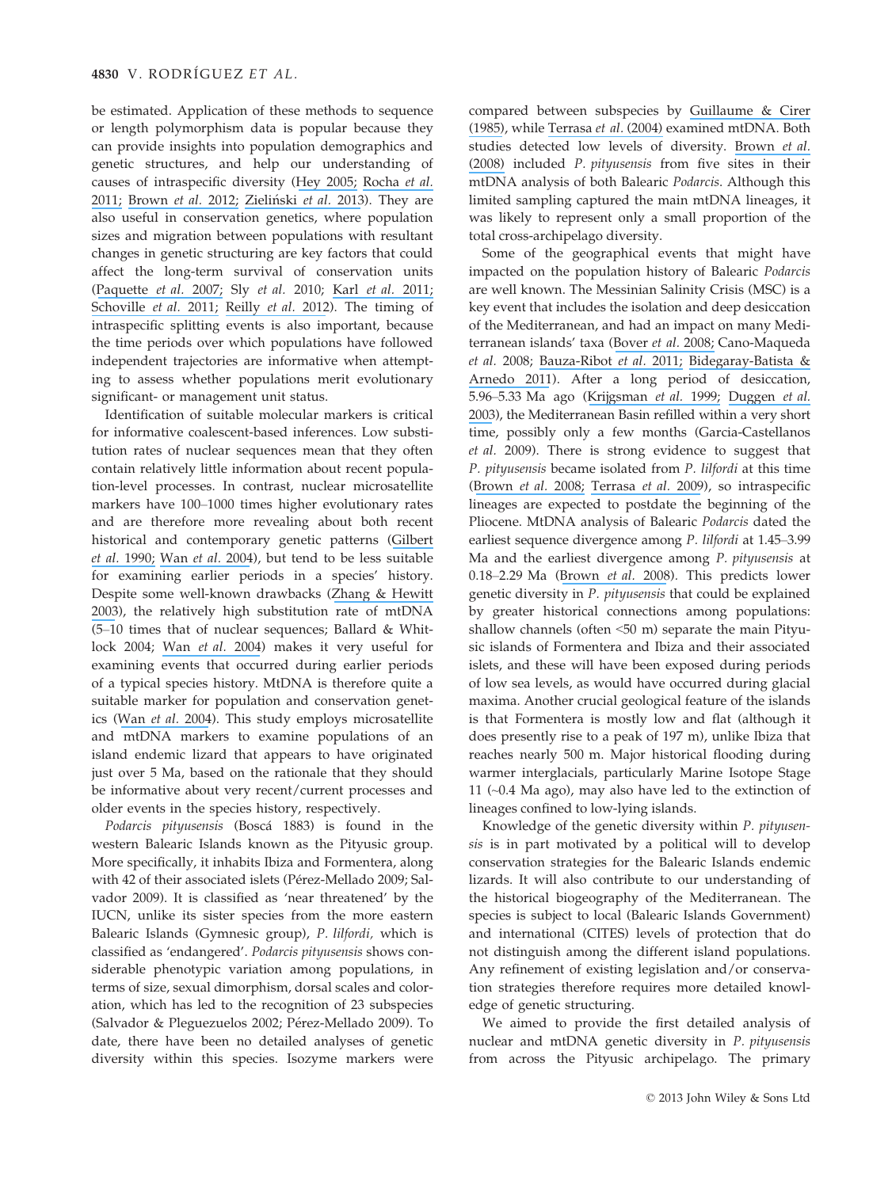be estimated. Application of these methods to sequence or length polymorphism data is popular because they can provide insights into population demographics and genetic structures, and help our understanding of causes of intraspecific diversity (Hey 2005; Rocha *et al.* 2011; Brown *et al.* 2012; Zieliński *et al.* 2013). They are also useful in conservation genetics, where population sizes and migration between populations with resultant changes in genetic structuring are key factors that could affect the long-term survival of conservation units (Paquette *et al.* 2007; Sly *et al.* 2010; Karl *et al.* 2011; Schoville *et al.* 2011; Reilly *et al.* 2012). The timing of intraspecific splitting events is also important, because the time periods over which populations have followed independent trajectories are informative when attempting to assess whether populations merit evolutionary significant- or management unit status.

Identification of suitable molecular markers is critical for informative coalescent-based inferences. Low substitution rates of nuclear sequences mean that they often contain relatively little information about recent population-level processes. In contrast, nuclear microsatellite markers have 100–1000 times higher evolutionary rates and are therefore more revealing about both recent historical and contemporary genetic patterns (Gilbert *et al.* 1990; Wan *et al.* 2004), but tend to be less suitable for examining earlier periods in a species' history. Despite some well-known drawbacks (Zhang & Hewitt 2003), the relatively high substitution rate of mtDNA (5–10 times that of nuclear sequences; Ballard & Whitlock 2004; Wan *et al.* 2004) makes it very useful for examining events that occurred during earlier periods of a typical species history. MtDNA is therefore quite a suitable marker for population and conservation genetics (Wan *et al.* 2004). This study employs microsatellite and mtDNA markers to examine populations of an island endemic lizard that appears to have originated just over 5 Ma, based on the rationale that they should be informative about very recent/current processes and older events in the species history, respectively.

*Podarcis pityusensis* (Boscá 1883) is found in the western Balearic Islands known as the Pityusic group. More specifically, it inhabits Ibiza and Formentera, along with 42 of their associated islets (Pérez-Mellado 2009; Salvador 2009). It is classified as 'near threatened' by the IUCN, unlike its sister species from the more eastern Balearic Islands (Gymnesic group), *P. lilfordi,* which is classified as 'endangered'. *Podarcis pityusensis* shows considerable phenotypic variation among populations, in terms of size, sexual dimorphism, dorsal scales and coloration, which has led to the recognition of 23 subspecies (Salvador & Pleguezuelos 2002; Pérez-Mellado 2009). To date, there have been no detailed analyses of genetic diversity within this species. Isozyme markers were compared between subspecies by Guillaume & Cirer (1985), while Terrasa *et al.* (2004) examined mtDNA. Both studies detected low levels of diversity. Brown *et al.* (2008) included *P. pityusensis* from five sites in their mtDNA analysis of both Balearic *Podarcis*. Although this limited sampling captured the main mtDNA lineages, it was likely to represent only a small proportion of the total cross-archipelago diversity.

Some of the geographical events that might have impacted on the population history of Balearic *Podarcis* are well known. The Messinian Salinity Crisis (MSC) is a key event that includes the isolation and deep desiccation of the Mediterranean, and had an impact on many Mediterranean islands' taxa (Bover *et al.* 2008; Cano-Maqueda *et al.* 2008; Bauza-Ribot *et al.* 2011; Bidegaray-Batista & Arnedo 2011). After a long period of desiccation, 5.96–5.33 Ma ago (Krijgsman *et al.* 1999; Duggen *et al.* 2003), the Mediterranean Basin refilled within a very short time, possibly only a few months (Garcia-Castellanos *et al.* 2009). There is strong evidence to suggest that *P. pityusensis* became isolated from *P. lilfordi* at this time (Brown *et al.* 2008; Terrasa *et al.* 2009), so intraspecific lineages are expected to postdate the beginning of the Pliocene. MtDNA analysis of Balearic *Podarcis* dated the earliest sequence divergence among *P. lilfordi* at 1.45–3.99 Ma and the earliest divergence among *P. pityusensis* at 0.18–2.29 Ma (Brown *et al.* 2008). This predicts lower genetic diversity in *P. pityusensis* that could be explained by greater historical connections among populations: shallow channels (often <50 m) separate the main Pityusic islands of Formentera and Ibiza and their associated islets, and these will have been exposed during periods of low sea levels, as would have occurred during glacial maxima. Another crucial geological feature of the islands is that Formentera is mostly low and flat (although it does presently rise to a peak of 197 m), unlike Ibiza that reaches nearly 500 m. Major historical flooding during warmer interglacials, particularly Marine Isotope Stage 11 (~0.4 Ma ago), may also have led to the extinction of lineages confined to low-lying islands.

Knowledge of the genetic diversity within *P. pityusensis* is in part motivated by a political will to develop conservation strategies for the Balearic Islands endemic lizards. It will also contribute to our understanding of the historical biogeography of the Mediterranean. The species is subject to local (Balearic Islands Government) and international (CITES) levels of protection that do not distinguish among the different island populations. Any refinement of existing legislation and/or conservation strategies therefore requires more detailed knowledge of genetic structuring.

We aimed to provide the first detailed analysis of nuclear and mtDNA genetic diversity in *P. pityusensis* from across the Pityusic archipelago. The primary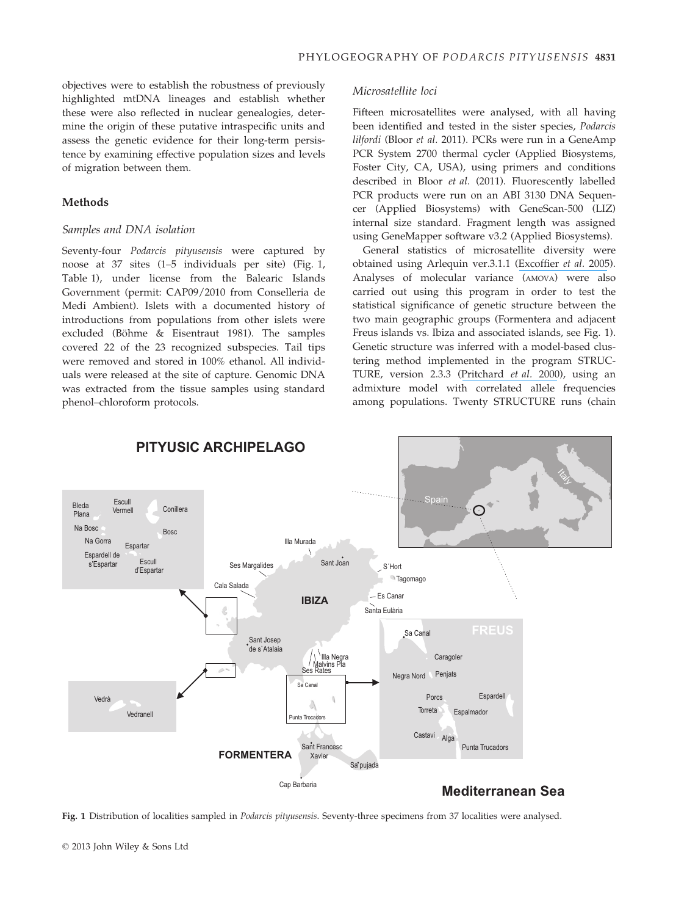objectives were to establish the robustness of previously highlighted mtDNA lineages and establish whether these were also reflected in nuclear genealogies, determine the origin of these putative intraspecific units and assess the genetic evidence for their long-term persistence by examining effective population sizes and levels of migration between them.

## Methods

### Samples and DNA isolation

Seventy-four *Podarcis pityusensis* were captured by noose at 37 sites (1–5 individuals per site) (Fig. 1, Table 1), under license from the Balearic Islands Government (permit: CAP09/2010 from Conselleria de Medi Ambient). Islets with a documented history of introductions from populations from other islets were excluded (Böhme & Eisentraut 1981). The samples covered 22 of the 23 recognized subspecies. Tail tips were removed and stored in 100% ethanol. All individuals were released at the site of capture. Genomic DNA was extracted from the tissue samples using standard phenol–chloroform protocols.

### Microsatellite loci

Fifteen microsatellites were analysed, with all having been identified and tested in the sister species, *Podarcis lilfordi* (Bloor *et al.* 2011). PCRs were run in a GeneAmp PCR System 2700 thermal cycler (Applied Biosystems, Foster City, CA, USA), using primers and conditions described in Bloor *et al.* (2011). Fluorescently labelled PCR products were run on an ABI 3130 DNA Sequencer (Applied Biosystems) with GeneScan-500 (LIZ) internal size standard. Fragment length was assigned using GeneMapper software v3.2 (Applied Biosystems).

General statistics of microsatellite diversity were obtained using Arlequin ver.3.1.1 (Excoffier *et al.* 2005). Analyses of molecular variance (AMOVA) were also carried out using this program in order to test the statistical significance of genetic structure between the two main geographic groups (Formentera and adjacent Freus islands vs. Ibiza and associated islands, see Fig. 1). Genetic structure was inferred with a model-based clustering method implemented in the program STRUCTURE, version 2.3.3 (Pritchard *et al.* 2000), using an admixture model with correlated allele frequencies among populations. Twenty STRUCTURE runs (chain

**Fig. 1** Distribution of localities sampled in *Podarcis pityusensis*. Seventy-three specimens from 37 localities were analysed.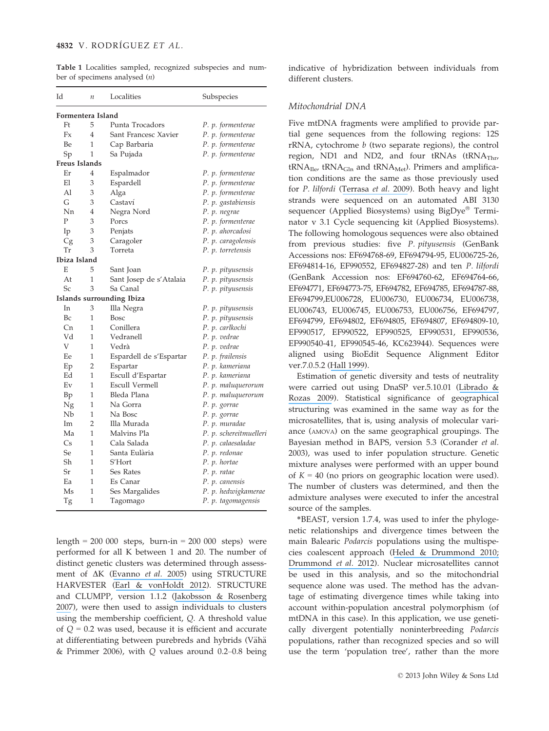**Table 1** Localities sampled, recognized subspecies and number of specimens analysed (*n*)

| Id | *n* | Localities | Subspecies |
|---|---|---|---|
| **Formentera Island** | | | |
| Ft | 5 | Punta Trocadors | *P. p. formenterae* |
| Fx | 4 | Sant Francesc Xavier | *P. p. formenterae* |
| Be | 1 | Cap Barbaria | *P. p. formenterae* |
| Sp | 1 | Sa Pujada | *P. p. formenterae* |
| **Freus Islands** | | | |
| Er | 4 | Espalmador | *P. p. formenterae* |
| El | 3 | Espardell | *P. p. formenterae* |
| Al | 3 | Alga | *P. p. formenterae* |
| G | 3 | Castaví | *P. p. gastabiensis* |
| Nn | 4 | Negra Nord | *P. p. negrae* |
| P | 3 | Porcs | *P. p. formenterae* |
| Ip | 3 | Penjats | *P. p. ahorcadosi* |
| Cg | 3 | Caragoler | *P. p. caragolensis* |
| Tr | 3 | Torreta | *P. p. torretensis* |
| **Ibiza Island** | | | |
| E | 5 | Sant Joan | *P. p. pityusensis* |
| At | 1 | Sant Josep de s'Atalaia | *P. p. pityusensis* |
| Sc | 3 | Sa Canal | *P. p. pityusensis* |
| **Islands surrounding Ibiza** | | | |
| In | 3 | Illa Negra | *P. p. pityusensis* |
| Bc | 1 | Bosc | *P. p. pityusensis* |
| Cn | 1 | Conillera | *P. p. carlkochi* |
| Vd | 1 | Vedranell | *P. p. vedrae* |
| V | 1 | Vedrà | *P. p. vedrae* |
| Ee | 1 | Espardell de s'Espartar | *P. p. frailensis* |
| Ep | 2 | Espartar | *P. p. kameriana* |
| Ed | 1 | Escull d'Espartar | *P. p. kameriana* |
| Ev | 1 | Escull Vermell | *P. p. maluquerorum* |
| Bp | 1 | Bleda Plana | *P. p. maluquerorum* |
| Ng | 1 | Na Gorra | *P. p. gorrae* |
| Nb | 1 | Na Bosc | *P. p. gorrae* |
| Im | 2 | Illa Murada | *P. p. muradae* |
| Ma | 1 | Malvins Pla | *P. p. schereitmuelleri* |
| Cs | 1 | Cala Salada | *P. p. calaesaladae* |
| Se | 1 | Santa Eulària | *P. p. redonae* |
| Sh | 1 | S'Hort | *P. p. hortae* |
| Sr | 1 | Ses Rates | *P. p. ratae* |
| Ea | 1 | Es Canar | *P. p. canensis* |
| Ms | 1 | Ses Margalides | *P. p. hedwigkamerae* |
| Tg | 1 | Tagomago | *P. p. tagomagensis* |

length = 200 000 steps, burn-in = 200 000 steps) were performed for all K between 1 and 20. The number of distinct genetic clusters was determined through assessment of ΔK (Evanno *et al.* 2005) using STRUCTURE HARVESTER (Earl & vonHoldt 2012). STRUCTURE and CLUMPP, version 1.1.2 (Jakobsson & Rosenberg 2007), were then used to assign individuals to clusters using the membership coefficient, *Q*. A threshold value of *Q* = 0.2 was used, because it is efficient and accurate at differentiating between purebreds and hybrids (Vähä & Primmer 2006), with *Q* values around 0.2–0.8 being indicative of hybridization between individuals from different clusters.

### Mitochondrial DNA

Five mtDNA fragments were amplified to provide partial gene sequences from the following regions: 12S rRNA, cytochrome *b* (two separate regions), the control region, ND1 and ND2, and four tRNAs ($tRNA_{Thr}$, $tRNA_{Ile}$, $tRNA_{Gln}$ and $tRNA_{Met}$). Primers and amplification conditions are the same as those previously used for *P. lilfordi* (Terrasa *et al.* 2009). Both heavy and light strands were sequenced on an automated ABI 3130 sequencer (Applied Biosystems) using BigDye® Terminator v 3.1 Cycle sequencing kit (Applied Biosystems). The following homologous sequences were also obtained from previous studies: five *P. pityusensis* (GenBank Accessions nos: EF694768-69, EF694794-95, EU006725-26, EF694814-16, EF990552, EF694827-28) and ten *P. lilfordi* (GenBank Accession nos: EF694760-62, EF694764-66, EF694771, EF694773-75, EF694782, EF694785, EF694787-88, EF694799,EU006728, EU006730, EU006734, EU006738, EU006743, EU006745, EU006753, EU006756, EF694797, EF694799, EF694802, EF694805, EF694807, EF694809-10, EF990517, EF990522, EF990525, EF990531, EF990536, EF990540-41, EF990545-46, KC623944). Sequences were aligned using BioEdit Sequence Alignment Editor ver.7.0.5.2 (Hall 1999).

Estimation of genetic diversity and tests of neutrality were carried out using DnaSP ver.5.10.01 (Librado & Rozas 2009). Statistical significance of geographical structuring was examined in the same way as for the microsatellites, that is, using analysis of molecular variance (AMOVA) on the same geographical groupings. The Bayesian method in BAPS, version 5.3 (Corander *et al.* 2003), was used to infer population structure. Genetic mixture analyses were performed with an upper bound of *K* = 40 (no priors on geographic location were used). The number of clusters was determined, and then the admixture analyses were executed to infer the ancestral source of the samples.

*BEAST, version 1.7.4, was used to infer the phylogenetic relationships and divergence times between the main Balearic *Podarcis* populations using the multispecies coalescent approach (Heled & Drummond 2010; Drummond *et al.* 2012). Nuclear microsatellites cannot be used in this analysis, and so the mitochondrial sequence alone was used. The method has the advantage of estimating divergence times while taking into account within-population ancestral polymorphism (of mtDNA in this case). In this application, we use genetically divergent potentially noninterbreeding *Podarcis* populations, rather than recognized species and so will use the term 'population tree', rather than the more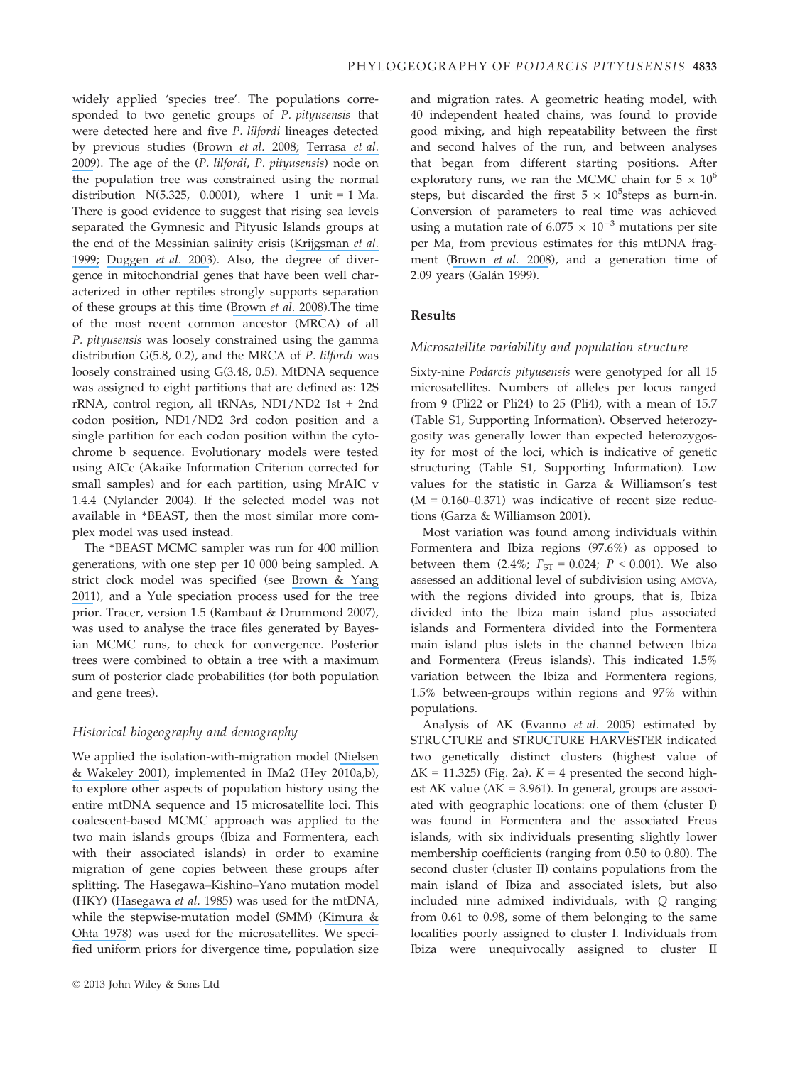widely applied 'species tree'. The populations corresponded to two genetic groups of *P. pityusensis* that were detected here and five *P. lilfordi* lineages detected by previous studies (Brown *et al.* 2008; Terrasa *et al.* 2009). The age of the (*P. lilfordi*, *P. pityusensis*) node on the population tree was constrained using the normal distribution N(5.325, 0.0001), where 1 unit = 1 Ma. There is good evidence to suggest that rising sea levels separated the Gymnesic and Pityusic Islands groups at the end of the Messinian salinity crisis (Krijgsman *et al.* 1999; Duggen *et al.* 2003). Also, the degree of divergence in mitochondrial genes that have been well characterized in other reptiles strongly supports separation of these groups at this time (Brown *et al.* 2008).The time of the most recent common ancestor (MRCA) of all *P. pityusensis* was loosely constrained using the gamma distribution G(5.8, 0.2), and the MRCA of *P. lilfordi* was loosely constrained using G(3.48, 0.5). MtDNA sequence was assigned to eight partitions that are defined as: 12S rRNA, control region, all tRNAs, ND1/ND2 1st + 2nd codon position, ND1/ND2 3rd codon position and a single partition for each codon position within the cytochrome b sequence. Evolutionary models were tested using AICc (Akaike Information Criterion corrected for small samples) and for each partition, using MrAIC v 1.4.4 (Nylander 2004). If the selected model was not available in *BEAST, then the most similar more complex model was used instead.

The *BEAST MCMC sampler was run for 400 million generations, with one step per 10 000 being sampled. A strict clock model was specified (see Brown & Yang 2011), and a Yule speciation process used for the tree prior. Tracer, version 1.5 (Rambaut & Drummond 2007), was used to analyse the trace files generated by Bayesian MCMC runs, to check for convergence. Posterior trees were combined to obtain a tree with a maximum sum of posterior clade probabilities (for both population and gene trees).

### *Historical biogeography and demography*

We applied the isolation-with-migration model (Nielsen & Wakeley 2001), implemented in IMa2 (Hey 2010a,b), to explore other aspects of population history using the entire mtDNA sequence and 15 microsatellite loci. This coalescent-based MCMC approach was applied to the two main islands groups (Ibiza and Formentera, each with their associated islands) in order to examine migration of gene copies between these groups after splitting. The Hasegawa–Kishino–Yano mutation model (HKY) (Hasegawa *et al.* 1985) was used for the mtDNA, while the stepwise-mutation model (SMM) (Kimura & Ohta 1978) was used for the microsatellites. We specified uniform priors for divergence time, population size and migration rates. A geometric heating model, with 40 independent heated chains, was found to provide good mixing, and high repeatability between the first and second halves of the run, and between analyses that began from different starting positions. After exploratory runs, we ran the MCMC chain for $5 \times 10^6$ steps, but discarded the first $5 \times 10^5$steps as burn-in. Conversion of parameters to real time was achieved using a mutation rate of $6.075 \times 10^{-3}$ mutations per site per Ma, from previous estimates for this mtDNA fragment (Brown *et al.* 2008), and a generation time of 2.09 years (Galán 1999).

## Results

### *Microsatellite variability and population structure*

Sixty-nine *Podarcis pityusensis* were genotyped for all 15 microsatellites. Numbers of alleles per locus ranged from 9 (Pli22 or Pli24) to 25 (Pli4), with a mean of 15.7 (Table S1, Supporting Information). Observed heterozygosity was generally lower than expected heterozygosity for most of the loci, which is indicative of genetic structuring (Table S1, Supporting Information). Low values for the statistic in Garza & Williamson's test (M = 0.160–0.371) was indicative of recent size reductions (Garza & Williamson 2001).

Most variation was found among individuals within Formentera and Ibiza regions (97.6%) as opposed to between them (2.4%; $F_{ST} = 0.024$; $P < 0.001$). We also assessed an additional level of subdivision using AMOVA, with the regions divided into groups, that is, Ibiza divided into the Ibiza main island plus associated islands and Formentera divided into the Formentera main island plus islets in the channel between Ibiza and Formentera (Freus islands). This indicated 1.5% variation between the Ibiza and Formentera regions, 1.5% between-groups within regions and 97% within populations.

Analysis of ΔK (Evanno *et al.* 2005) estimated by STRUCTURE and STRUCTURE HARVESTER indicated two genetically distinct clusters (highest value of ΔK = 11.325) (Fig. 2a). *K* = 4 presented the second highest ΔK value (ΔK = 3.961). In general, groups are associated with geographic locations: one of them (cluster I) was found in Formentera and the associated Freus islands, with six individuals presenting slightly lower membership coefficients (ranging from 0.50 to 0.80). The second cluster (cluster II) contains populations from the main island of Ibiza and associated islets, but also included nine admixed individuals, with *Q* ranging from 0.61 to 0.98, some of them belonging to the same localities poorly assigned to cluster I. Individuals from Ibiza were unequivocally assigned to cluster II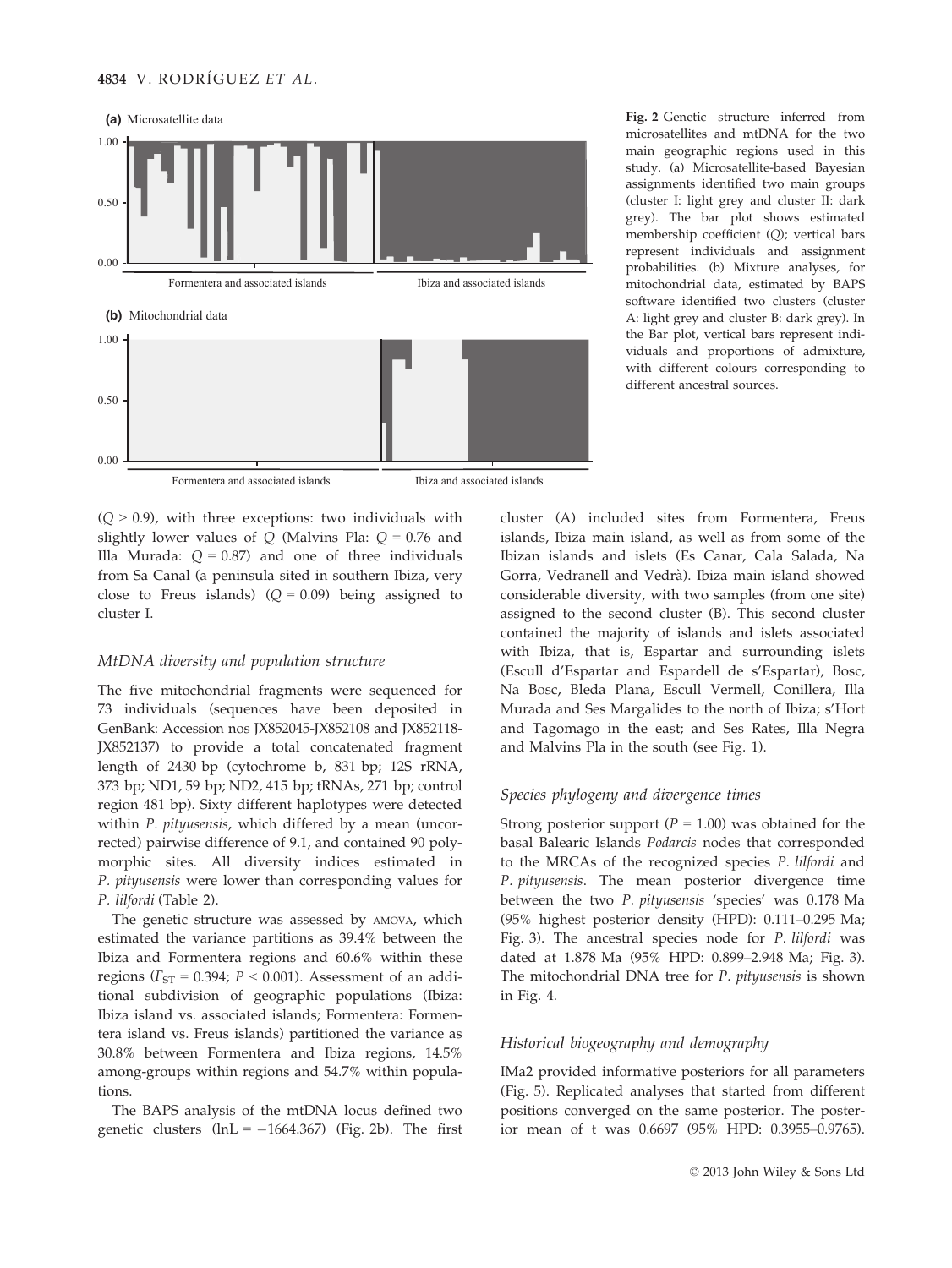**(a)** Microsatellite data

**(b)** Mitochondrial data

**Fig. 2** Genetic structure inferred from microsatellites and mtDNA for the two main geographic regions used in this study. (a) Microsatellite-based Bayesian assignments identified two main groups (cluster I: light grey and cluster II: dark grey). The bar plot shows estimated membership coefficient (*Q*); vertical bars represent individuals and assignment probabilities. (b) Mixture analyses, for mitochondrial data, estimated by BAPS software identified two clusters (cluster A: light grey and cluster B: dark grey). In the Bar plot, vertical bars represent individuals and proportions of admixture, with different colours corresponding to different ancestral sources.

($Q > 0.9$), with three exceptions: two individuals with slightly lower values of *Q* (Malvins Pla: $Q = 0.76$ and Illa Murada: $Q = 0.87$) and one of three individuals from Sa Canal (a peninsula sited in southern Ibiza, very close to Freus islands) ($Q = 0.09$) being assigned to cluster I.

### *MtDNA diversity and population structure*

The five mitochondrial fragments were sequenced for 73 individuals (sequences have been deposited in GenBank: Accession nos JX852045-JX852108 and JX852118-JX852137) to provide a total concatenated fragment length of 2430 bp (cytochrome b, 831 bp; 12S rRNA, 373 bp; ND1, 59 bp; ND2, 415 bp; tRNAs, 271 bp; control region 481 bp). Sixty different haplotypes were detected within *P. pityusensis*, which differed by a mean (uncorrected) pairwise difference of 9.1, and contained 90 polymorphic sites. All diversity indices estimated in *P. pityusensis* were lower than corresponding values for *P. lilfordi* (Table 2).

The genetic structure was assessed by AMOVA, which estimated the variance partitions as 39.4% between the Ibiza and Formentera regions and 60.6% within these regions ($F_{ST} = 0.394$; $P < 0.001$). Assessment of an additional subdivision of geographic populations (Ibiza: Ibiza island vs. associated islands; Formentera: Formentera island vs. Freus islands) partitioned the variance as 30.8% between Formentera and Ibiza regions, 14.5% among-groups within regions and 54.7% within populations.

The BAPS analysis of the mtDNA locus defined two genetic clusters (lnL = −1664.367) (Fig. 2b). The first cluster (A) included sites from Formentera, Freus islands, Ibiza main island, as well as from some of the Ibizan islands and islets (Es Canar, Cala Salada, Na Gorra, Vedranell and Vedrà). Ibiza main island showed considerable diversity, with two samples (from one site) assigned to the second cluster (B). This second cluster contained the majority of islands and islets associated with Ibiza, that is, Espartar and surrounding islets (Escull d'Espartar and Espardell de s'Espartar), Bosc, Na Bosc, Bleda Plana, Escull Vermell, Conillera, Illa Murada and Ses Margalides to the north of Ibiza; s'Hort and Tagomago in the east; and Ses Rates, Illa Negra and Malvins Pla in the south (see Fig. 1).

### *Species phylogeny and divergence times*

Strong posterior support ($P = 1.00$) was obtained for the basal Balearic Islands *Podarcis* nodes that corresponded to the MRCAs of the recognized species *P. lilfordi* and *P. pityusensis*. The mean posterior divergence time between the two *P. pityusensis* 'species' was 0.178 Ma (95% highest posterior density (HPD): 0.111–0.295 Ma; Fig. 3). The ancestral species node for *P. lilfordi* was dated at 1.878 Ma (95% HPD: 0.899–2.948 Ma; Fig. 3). The mitochondrial DNA tree for *P. pityusensis* is shown in Fig. 4.

### *Historical biogeography and demography*

IMa2 provided informative posteriors for all parameters (Fig. 5). Replicated analyses that started from different positions converged on the same posterior. The posterior mean of t was 0.6697 (95% HPD: 0.3955–0.9765).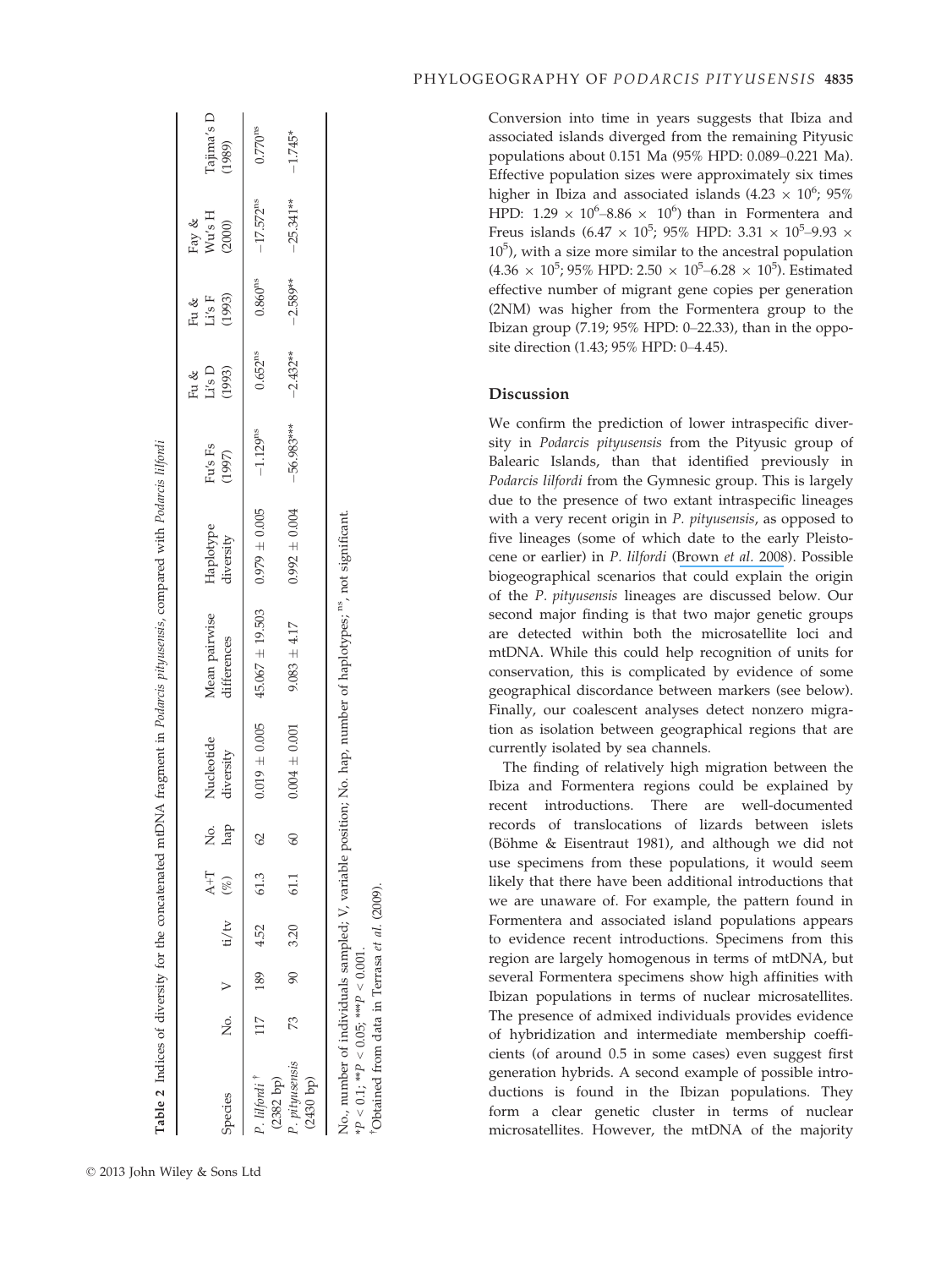**Table 2** Indices of diversity for the concatenated mtDNA fragment in *Podarcis pityusensis*, compared with *Podarcis lilfordi*

| Species | No. | V | ti/tv | A+T (%) | No. hap | Nucleotide diversity | Mean pairwise differences | Haplotype diversity | Fu's Fs (1997) | Fu & Li's D (1993) | Fu & Li's F (1993) | Fay & Wu's H (2000) | Tajima's D (1989) |
|---|---|---|---|---|---|---|---|---|---|---|---|---|---|
| *P. lilfordi*[†] (2382 bp) | 117 | 189 | 4.52 | 61.3 | 62 | 0.019 ± 0.005 | 45.067 ± 19.503 | 0.979 ± 0.005 | −1.129[ns] | 0.652[ns] | 0.860[ns] | −17.572[ns] | 0.770[ns] |
| *P. pityusensis* (2430 bp) | 73 | 90 | 3.20 | 61.1 | 60 | 0.004 ± 0.001 | 9.083 ± 4.17 | 0.992 ± 0.004 | −56.983*** | −2.432** | −2.589** | −25.341** | −1.745* |

No., number of individuals sampled; V, variable position; No. hap, number of haplotypes; [ns], not significant.
*$P < 0.1$; **$P < 0.05$; ***$P < 0.001$.
[†]Obtained from data in Terrasa *et al.* (2009).

Conversion into time in years suggests that Ibiza and associated islands diverged from the remaining Pityusic populations about 0.151 Ma (95% HPD: 0.089–0.221 Ma). Effective population sizes were approximately six times higher in Ibiza and associated islands ($4.23 \times 10^6$; 95% HPD: $1.29 \times 10^6$–$8.86 \times 10^6$) than in Formentera and Freus islands ($6.47 \times 10^5$; 95% HPD: $3.31 \times 10^5$–$9.93 \times 10^5$), with a size more similar to the ancestral population ($4.36 \times 10^5$; 95% HPD: $2.50 \times 10^5$–$6.28 \times 10^5$). Estimated effective number of migrant gene copies per generation (2NM) was higher from the Formentera group to the Ibizan group (7.19; 95% HPD: 0–22.33), than in the opposite direction (1.43; 95% HPD: 0–4.45).

## Discussion

We confirm the prediction of lower intraspecific diversity in *Podarcis pityusensis* from the Pityusic group of Balearic Islands, than that identified previously in *Podarcis lilfordi* from the Gymnesic group. This is largely due to the presence of two extant intraspecific lineages with a very recent origin in *P. pityusensis*, as opposed to five lineages (some of which date to the early Pleistocene or earlier) in *P. lilfordi* (Brown *et al.* 2008). Possible biogeographical scenarios that could explain the origin of the *P. pityusensis* lineages are discussed below. Our second major finding is that two major genetic groups are detected within both the microsatellite loci and mtDNA. While this could help recognition of units for conservation, this is complicated by evidence of some geographical discordance between markers (see below). Finally, our coalescent analyses detect nonzero migration as isolation between geographical regions that are currently isolated by sea channels.

The finding of relatively high migration between the Ibiza and Formentera regions could be explained by recent introductions. There are well-documented records of translocations of lizards between islets (Böhme & Eisentraut 1981), and although we did not use specimens from these populations, it would seem likely that there have been additional introductions that we are unaware of. For example, the pattern found in Formentera and associated island populations appears to evidence recent introductions. Specimens from this region are largely homogenous in terms of mtDNA, but several Formentera specimens show high affinities with Ibizan populations in terms of nuclear microsatellites. The presence of admixed individuals provides evidence of hybridization and intermediate membership coefficients (of around 0.5 in some cases) even suggest first generation hybrids. A second example of possible introductions is found in the Ibizan populations. They form a clear genetic cluster in terms of nuclear microsatellites. However, the mtDNA of the majority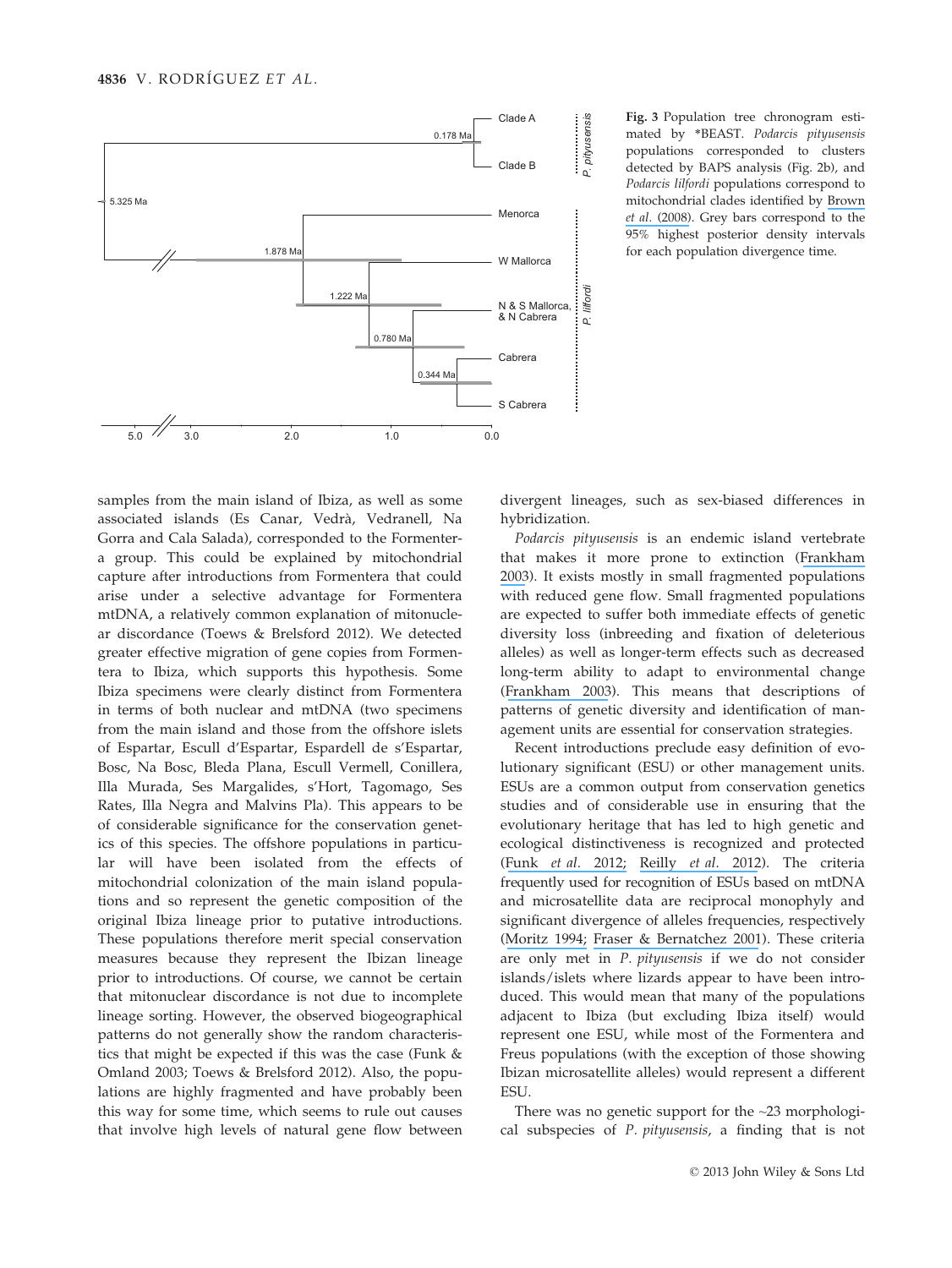Fig. 3 Population tree chronogram estimated by *BEAST. *Podarcis pityusensis* populations corresponded to clusters detected by BAPS analysis (Fig. 2b), and *Podarcis lilfordi* populations correspond to mitochondrial clades identified by Brown *et al.* (2008). Grey bars correspond to the 95% highest posterior density intervals for each population divergence time.

samples from the main island of Ibiza, as well as some associated islands (Es Canar, Vedrà, Vedranell, Na Gorra and Cala Salada), corresponded to the Formentera group. This could be explained by mitochondrial capture after introductions from Formentera that could arise under a selective advantage for Formentera mtDNA, a relatively common explanation of mitonuclear discordance (Toews & Brelsford 2012). We detected greater effective migration of gene copies from Formentera to Ibiza, which supports this hypothesis. Some Ibiza specimens were clearly distinct from Formentera in terms of both nuclear and mtDNA (two specimens from the main island and those from the offshore islets of Espartar, Escull d'Espartar, Espardell de s'Espartar, Bosc, Na Bosc, Bleda Plana, Escull Vermell, Conillera, Illa Murada, Ses Margalides, s'Hort, Tagomago, Ses Rates, Illa Negra and Malvins Pla). This appears to be of considerable significance for the conservation genetics of this species. The offshore populations in particular will have been isolated from the effects of mitochondrial colonization of the main island populations and so represent the genetic composition of the original Ibiza lineage prior to putative introductions. These populations therefore merit special conservation measures because they represent the Ibizan lineage prior to introductions. Of course, we cannot be certain that mitonuclear discordance is not due to incomplete lineage sorting. However, the observed biogeographical patterns do not generally show the random characteristics that might be expected if this was the case (Funk & Omland 2003; Toews & Brelsford 2012). Also, the populations are highly fragmented and have probably been this way for some time, which seems to rule out causes that involve high levels of natural gene flow between divergent lineages, such as sex-biased differences in hybridization.

*Podarcis pityusensis* is an endemic island vertebrate that makes it more prone to extinction (Frankham 2003). It exists mostly in small fragmented populations with reduced gene flow. Small fragmented populations are expected to suffer both immediate effects of genetic diversity loss (inbreeding and fixation of deleterious alleles) as well as longer-term effects such as decreased long-term ability to adapt to environmental change (Frankham 2003). This means that descriptions of patterns of genetic diversity and identification of management units are essential for conservation strategies.

Recent introductions preclude easy definition of evolutionary significant (ESU) or other management units. ESUs are a common output from conservation genetics studies and of considerable use in ensuring that the evolutionary heritage that has led to high genetic and ecological distinctiveness is recognized and protected (Funk *et al.* 2012; Reilly *et al.* 2012). The criteria frequently used for recognition of ESUs based on mtDNA and microsatellite data are reciprocal monophyly and significant divergence of alleles frequencies, respectively (Moritz 1994; Fraser & Bernatchez 2001). These criteria are only met in *P. pityusensis* if we do not consider islands/islets where lizards appear to have been introduced. This would mean that many of the populations adjacent to Ibiza (but excluding Ibiza itself) would represent one ESU, while most of the Formentera and Freus populations (with the exception of those showing Ibizan microsatellite alleles) would represent a different ESU.

There was no genetic support for the ~23 morphological subspecies of *P. pityusensis*, a finding that is not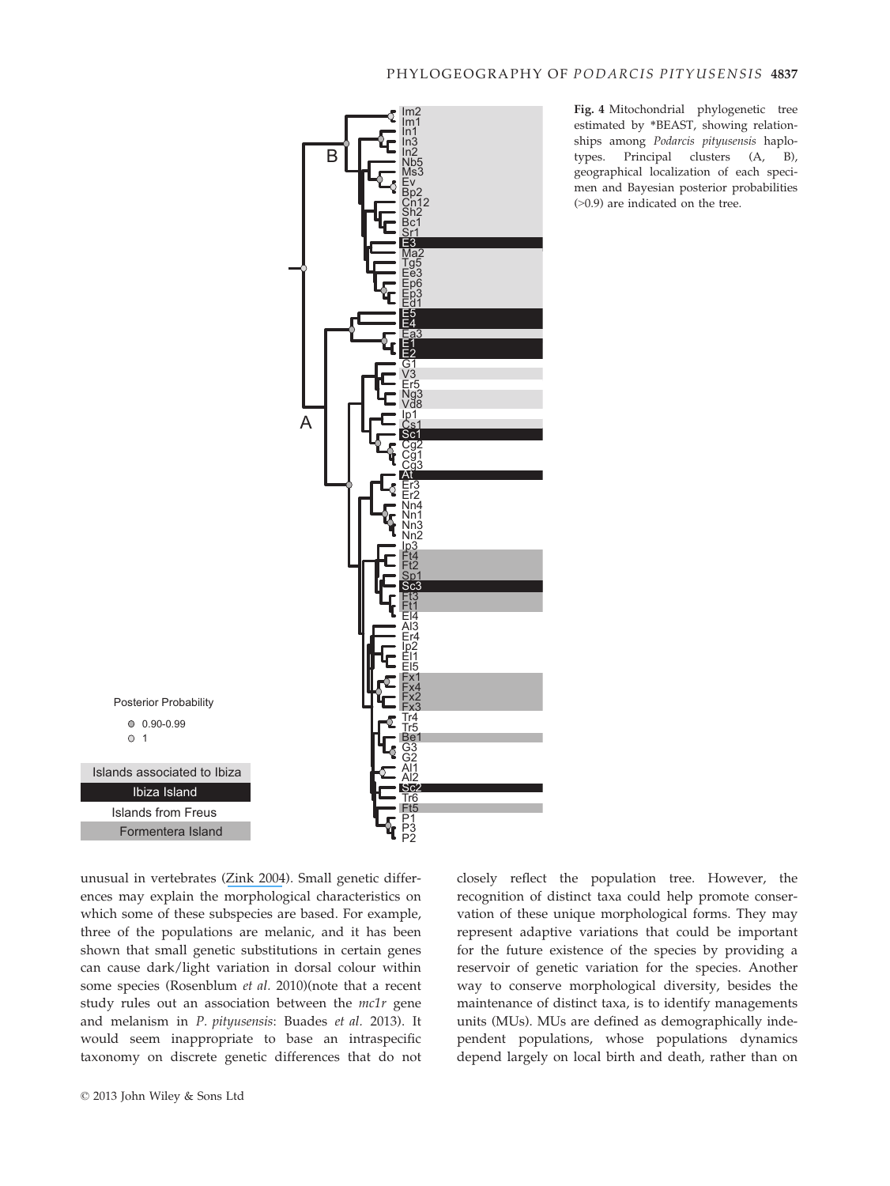Fig. 4 Mitochondrial phylogenetic tree estimated by *BEAST, showing relationships among *Podarcis pityusensis* haplotypes. Principal clusters (A, B), geographical localization of each specimen and Bayesian posterior probabilities (>0.9) are indicated on the tree.

unusual in vertebrates (Zink 2004). Small genetic differences may explain the morphological characteristics on which some of these subspecies are based. For example, three of the populations are melanic, and it has been shown that small genetic substitutions in certain genes can cause dark/light variation in dorsal colour within some species (Rosenblum *et al.* 2010)(note that a recent study rules out an association between the *mc1r* gene and melanism in *P. pityusensis*: Buades *et al.* 2013). It would seem inappropriate to base an intraspecific taxonomy on discrete genetic differences that do not closely reflect the population tree. However, the recognition of distinct taxa could help promote conservation of these unique morphological forms. They may represent adaptive variations that could be important for the future existence of the species by providing a reservoir of genetic variation for the species. Another way to conserve morphological diversity, besides the maintenance of distinct taxa, is to identify managements units (MUs). MUs are defined as demographically independent populations, whose populations dynamics depend largely on local birth and death, rather than on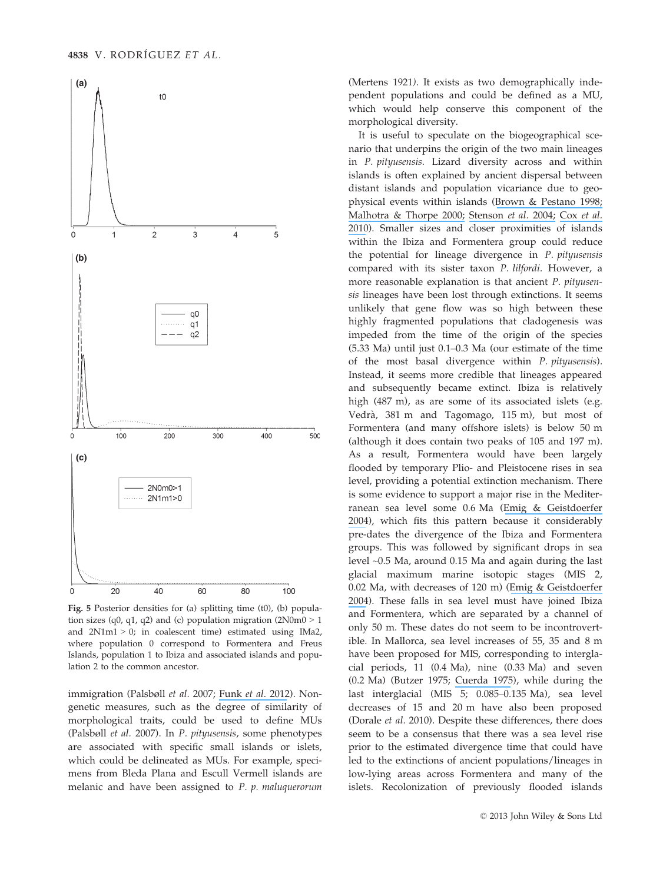**Fig. 5** Posterior densities for (a) splitting time (t0), (b) population sizes (q0, q1, q2) and (c) population migration ($2N0m0 > 1$ and $2N1m1 > 0$; in coalescent time) estimated using IMa2, where population 0 correspond to Formentera and Freus Islands, population 1 to Ibiza and associated islands and population 2 to the common ancestor.

immigration (Palsbøll *et al.* 2007; Funk *et al.* 2012). Nongenetic measures, such as the degree of similarity of morphological traits, could be used to define MUs (Palsbøll *et al.* 2007). In *P. pityusensis*, some phenotypes are associated with specific small islands or islets, which could be delineated as MUs. For example, specimens from Bleda Plana and Escull Vermell islands are melanic and have been assigned to *P. p. maluquerorum* (Mertens 1921). It exists as two demographically independent populations and could be defined as a MU, which would help conserve this component of the morphological diversity.

It is useful to speculate on the biogeographical scenario that underpins the origin of the two main lineages in *P. pityusensis*. Lizard diversity across and within islands is often explained by ancient dispersal between distant islands and population vicariance due to geophysical events within islands (Brown & Pestano 1998; Malhotra & Thorpe 2000; Stenson *et al.* 2004; Cox *et al.* 2010). Smaller sizes and closer proximities of islands within the Ibiza and Formentera group could reduce the potential for lineage divergence in *P. pityusensis* compared with its sister taxon *P. lilfordi*. However, a more reasonable explanation is that ancient *P. pityusensis* lineages have been lost through extinctions. It seems unlikely that gene flow was so high between these highly fragmented populations that cladogenesis was impeded from the time of the origin of the species (5.33 Ma) until just 0.1–0.3 Ma (our estimate of the time of the most basal divergence within *P. pityusensis*). Instead, it seems more credible that lineages appeared and subsequently became extinct. Ibiza is relatively high (487 m), as are some of its associated islets (e.g. Vedrà, 381 m and Tagomago, 115 m), but most of Formentera (and many offshore islets) is below 50 m (although it does contain two peaks of 105 and 197 m). As a result, Formentera would have been largely flooded by temporary Plio- and Pleistocene rises in sea level, providing a potential extinction mechanism. There is some evidence to support a major rise in the Mediterranean sea level some 0.6 Ma (Emig & Geistdoerfer 2004), which fits this pattern because it considerably pre-dates the divergence of the Ibiza and Formentera groups. This was followed by significant drops in sea level ~0.5 Ma, around 0.15 Ma and again during the last glacial maximum marine isotopic stages (MIS 2, 0.02 Ma, with decreases of 120 m) (Emig & Geistdoerfer 2004). These falls in sea level must have joined Ibiza and Formentera, which are separated by a channel of only 50 m. These dates do not seem to be incontrovertible. In Mallorca, sea level increases of 55, 35 and 8 m have been proposed for MIS, corresponding to interglacial periods, 11 (0.4 Ma), nine (0.33 Ma) and seven (0.2 Ma) (Butzer 1975; Cuerda 1975), while during the last interglacial (MIS 5; 0.085–0.135 Ma), sea level decreases of 15 and 20 m have also been proposed (Dorale *et al.* 2010). Despite these differences, there does seem to be a consensus that there was a sea level rise prior to the estimated divergence time that could have led to the extinctions of ancient populations/lineages in low-lying areas across Formentera and many of the islets. Recolonization of previously flooded islands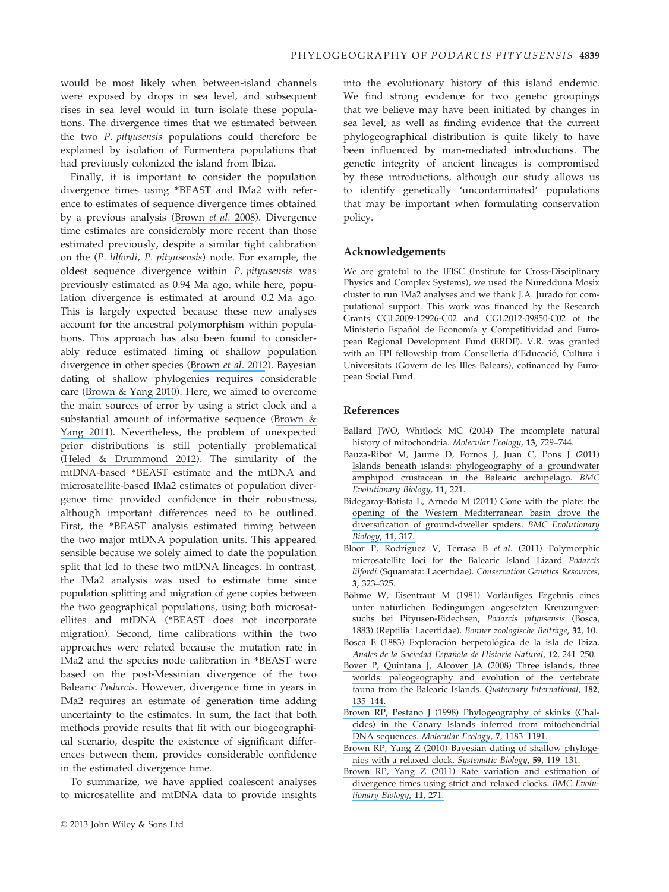would be most likely when between-island channels were exposed by drops in sea level, and subsequent rises in sea level would in turn isolate these populations. The divergence times that we estimated between the two *P. pityusensis* populations could therefore be explained by isolation of Formentera populations that had previously colonized the island from Ibiza.

Finally, it is important to consider the population divergence times using *BEAST and IMa2 with reference to estimates of sequence divergence times obtained by a previous analysis (Brown *et al.* 2008). Divergence time estimates are considerably more recent than those estimated previously, despite a similar tight calibration on the (*P. lilfordi*, *P. pityusensis*) node. For example, the oldest sequence divergence within *P. pityusensis* was previously estimated as 0.94 Ma ago, while here, population divergence is estimated at around 0.2 Ma ago. This is largely expected because these new analyses account for the ancestral polymorphism within populations. This approach has also been found to considerably reduce estimated timing of shallow population divergence in other species (Brown *et al.* 2012). Bayesian dating of shallow phylogenies requires considerable care (Brown & Yang 2010). Here, we aimed to overcome the main sources of error by using a strict clock and a substantial amount of informative sequence (Brown & Yang 2011). Nevertheless, the problem of unexpected prior distributions is still potentially problematical (Heled & Drummond 2012). The similarity of the mtDNA-based *BEAST estimate and the mtDNA and microsatellite-based IMa2 estimates of population divergence time provided confidence in their robustness, although important differences need to be outlined. First, the *BEAST analysis estimated timing between the two major mtDNA population units. This appeared sensible because we solely aimed to date the population split that led to these two mtDNA lineages. In contrast, the IMa2 analysis was used to estimate time since population splitting and migration of gene copies between the two geographical populations, using both microsatellites and mtDNA (*BEAST does not incorporate migration). Second, time calibrations within the two approaches were related because the mutation rate in IMa2 and the species node calibration in *BEAST were based on the post-Messinian divergence of the two Balearic *Podarcis*. However, divergence time in years in IMa2 requires an estimate of generation time adding uncertainty to the estimates. In sum, the fact that both methods provide results that fit with our biogeographical scenario, despite the existence of significant differences between them, provides considerable confidence in the estimated divergence time.

To summarize, we have applied coalescent analyses to microsatellite and mtDNA data to provide insights into the evolutionary history of this island endemic. We find strong evidence for two genetic groupings that we believe may have been initiated by changes in sea level, as well as finding evidence that the current phylogeographical distribution is quite likely to have been influenced by man-mediated introductions. The genetic integrity of ancient lineages is compromised by these introductions, but our study allows us to identify genetically 'uncontaminated' populations that may be important when formulating conservation policy.

## Acknowledgements

We are grateful to the IFISC (Institute for Cross-Disciplinary Physics and Complex Systems), we used the Nuredduna Mosix cluster to run IMa2 analyses and we thank J.A. Jurado for computational support. This work was financed by the Research Grants CGL2009-12926-C02 and CGL2012-39850-C02 of the Ministerio Español de Economía y Competitividad and European Regional Development Fund (ERDF). V.R. was granted with an FPI fellowship from Conselleria d'Educació, Cultura i Universitats (Govern de les Illes Balears), cofinanced by European Social Fund.

## References

Ballard JWO, Whitlock MC (2004) The incomplete natural history of mitochondria. *Molecular Ecology*, **13**, 729–744.

Bauza-Ribot M, Jaume D, Fornos J, Juan C, Pons J (2011) Islands beneath islands: phylogeography of a groundwater amphipod crustacean in the Balearic archipelago. *BMC Evolutionary Biology*, **11**, 221.

Bidegaray-Batista L, Arnedo M (2011) Gone with the plate: the opening of the Western Mediterranean basin drove the diversification of ground-dweller spiders. *BMC Evolutionary Biology*, **11**, 317.

Bloor P, Rodríguez V, Terrasa B *et al.* (2011) Polymorphic microsatellite loci for the Balearic Island Lizard *Podarcis lilfordi* (Squamata: Lacertidae). *Conservation Genetics Resources*, **3**, 323–325.

Böhme W, Eisentraut M (1981) Vorläufiges Ergebnis eines unter natürlichen Bedingungen angesetzten Kreuzungversuchs bei Pityusen-Eidechsen, *Podarcis pityusensis* (Bosca, 1883) (Reptilia: Lacertidae). *Bonner zoologische Beiträge*, **32**, 10.

Boscá E (1883) Exploración herpetológica de la isla de Ibiza. *Anales de la Sociedad Española de Historia Natural*, **12**, 241–250.

Bover P, Quintana J, Alcover JA (2008) Three islands, three worlds: paleogeography and evolution of the vertebrate fauna from the Balearic Islands. *Quaternary International*, **182**, 135–144.

Brown RP, Pestano J (1998) Phylogeography of skinks (Chalcides) in the Canary Islands inferred from mitochondrial DNA sequences. *Molecular Ecology*, **7**, 1183–1191.

Brown RP, Yang Z (2010) Bayesian dating of shallow phylogenies with a relaxed clock. *Systematic Biology*, **59**, 119–131.

Brown RP, Yang Z (2011) Rate variation and estimation of divergence times using strict and relaxed clocks. *BMC Evolutionary Biology*, **11**, 271.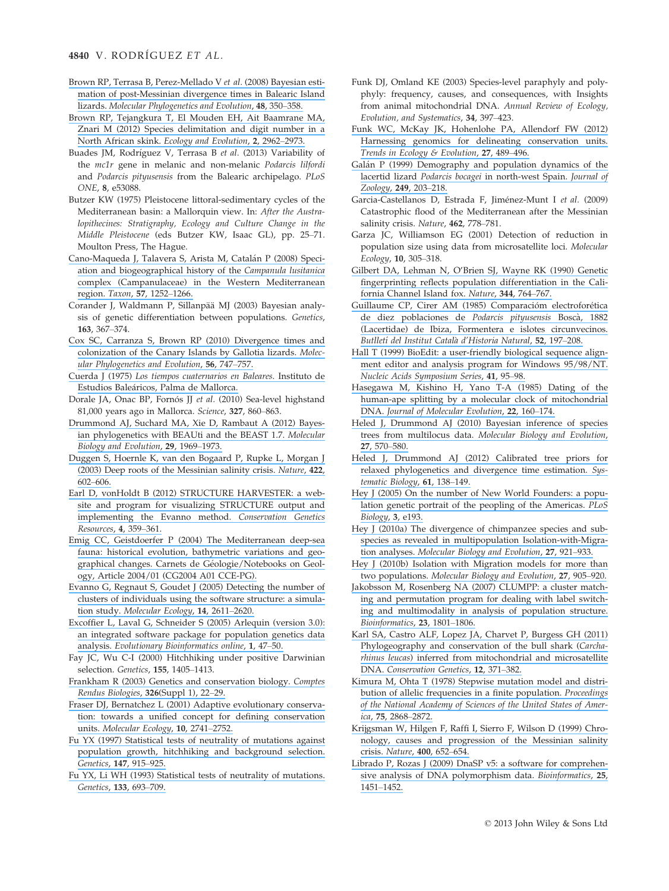Brown RP, Terrasa B, Perez-Mellado V *et al.* (2008) Bayesian estimation of post-Messinian divergence times in Balearic Island lizards. *Molecular Phylogenetics and Evolution*, **48**, 350–358.

Brown RP, Tejangkura T, El Mouden EH, Ait Baamrane MA, Znari M (2012) Species delimitation and digit number in a North African skink. *Ecology and Evolution*, **2**, 2962–2973.

Buades JM, Rodríguez V, Terrasa B *et al.* (2013) Variability of the *mc1r* gene in melanic and non-melanic *Podarcis lilfordi* and *Podarcis pityusensis* from the Balearic archipelago. *PLoS ONE*, **8**, e53088.

Butzer KW (1975) Pleistocene littoral-sedimentary cycles of the Mediterranean basin: a Mallorquin view. In: *After the Australopithecines: Stratigraphy, Ecology and Culture Change in the Middle Pleistocene* (eds Butzer KW, Isaac GL), pp. 25–71. Moulton Press, The Hague.

Cano-Maqueda J, Talavera S, Arista M, Catalán P (2008) Speciation and biogeographical history of the *Campanula lusitanica* complex (Campanulaceae) in the Western Mediterranean region. *Taxon*, **57**, 1252–1266.

Corander J, Waldmann P, Sillanpää MJ (2003) Bayesian analysis of genetic differentiation between populations. *Genetics*, **163**, 367–374.

Cox SC, Carranza S, Brown RP (2010) Divergence times and colonization of the Canary Islands by Gallotia lizards. *Molecular Phylogenetics and Evolution*, **56**, 747–757.

Cuerda J (1975) *Los tiempos cuaternarios en Baleares.* Instituto de Estudios Baleáricos, Palma de Mallorca.

Dorale JA, Onac BP, Fornós JJ *et al.* (2010) Sea-level highstand 81,000 years ago in Mallorca. *Science*, **327**, 860–863.

Drummond AJ, Suchard MA, Xie D, Rambaut A (2012) Bayesian phylogenetics with BEAUti and the BEAST 1.7. *Molecular Biology and Evolution*, **29**, 1969–1973.

Duggen S, Hoernle K, van den Bogaard P, Rupke L, Morgan J (2003) Deep roots of the Messinian salinity crisis. *Nature*, **422**, 602–606.

Earl D, vonHoldt B (2012) STRUCTURE HARVESTER: a website and program for visualizing STRUCTURE output and implementing the Evanno method. *Conservation Genetics Resources*, **4**, 359–361.

Emig CC, Geistdoerfer P (2004) The Mediterranean deep-sea fauna: historical evolution, bathymetric variations and geographical changes. Carnets de Géologie/Notebooks on Geology, Article 2004/01 (CG2004 A01 CCE-PG).

Evanno G, Regnaut S, Goudet J (2005) Detecting the number of clusters of individuals using the software structure: a simulation study. *Molecular Ecology*, **14**, 2611–2620.

Excoffier L, Laval G, Schneider S (2005) Arlequin (version 3.0): an integrated software package for population genetics data analysis. *Evolutionary Bioinformatics online*, **1**, 47–50.

Fay JC, Wu C-I (2000) Hitchhiking under positive Darwinian selection. *Genetics*, **155**, 1405–1413.

Frankham R (2003) Genetics and conservation biology. *Comptes Rendus Biologies*, **326**(Suppl 1), 22–29.

Fraser DJ, Bernatchez L (2001) Adaptive evolutionary conservation: towards a unified concept for defining conservation units. *Molecular Ecology*, **10**, 2741–2752.

Fu YX (1997) Statistical tests of neutrality of mutations against population growth, hitchhiking and background selection. *Genetics*, **147**, 915–925.

Fu YX, Li WH (1993) Statistical tests of neutrality of mutations. *Genetics*, **133**, 693–709.

Funk DJ, Omland KE (2003) Species-level paraphyly and polyphyly: frequency, causes, and consequences, with Insights from animal mitochondrial DNA. *Annual Review of Ecology, Evolution, and Systematics*, **34**, 397–423.

Funk WC, McKay JK, Hohenlohe PA, Allendorf FW (2012) Harnessing genomics for delineating conservation units. *Trends in Ecology & Evolution*, **27**, 489–496.

Galán P (1999) Demography and population dynamics of the lacertid lizard *Podarcis bocagei* in north-west Spain. *Journal of Zoology*, **249**, 203–218.

Garcia-Castellanos D, Estrada F, Jiménez-Munt I *et al.* (2009) Catastrophic flood of the Mediterranean after the Messinian salinity crisis. *Nature*, **462**, 778–781.

Garza JC, Williamson EG (2001) Detection of reduction in population size using data from microsatellite loci. *Molecular Ecology*, **10**, 305–318.

Gilbert DA, Lehman N, O'Brien SJ, Wayne RK (1990) Genetic fingerprinting reflects population differentiation in the California Channel Island fox. *Nature*, **344**, 764–767.

Guillaume CP, Cirer AM (1985) Comparacióm electroforética de diez poblaciones de *Podarcis pityusensis* Boscà, 1882 (Lacertidae) de Ibiza, Formentera e islotes circunvecinos. *Butlletí del Institut Català d'Historia Natural*, **52**, 197–208.

Hall T (1999) BioEdit: a user-friendly biological sequence alignment editor and analysis program for Windows 95/98/NT. *Nucleic Acids Symposium Series*, **41**, 95–98.

Hasegawa M, Kishino H, Yano T-A (1985) Dating of the human-ape splitting by a molecular clock of mitochondrial DNA. *Journal of Molecular Evolution*, **22**, 160–174.

Heled J, Drummond AJ (2010) Bayesian inference of species trees from multilocus data. *Molecular Biology and Evolution*, **27**, 570–580.

Heled J, Drummond AJ (2012) Calibrated tree priors for relaxed phylogenetics and divergence time estimation. *Systematic Biology*, **61**, 138–149.

Hey J (2005) On the number of New World Founders: a population genetic portrait of the peopling of the Americas. *PLoS Biology*, **3**, e193.

Hey J (2010a) The divergence of chimpanzee species and subspecies as revealed in multipopulation Isolation-with-Migration analyses. *Molecular Biology and Evolution*, **27**, 921–933.

Hey J (2010b) Isolation with Migration models for more than two populations. *Molecular Biology and Evolution*, **27**, 905–920.

Jakobsson M, Rosenberg NA (2007) CLUMPP: a cluster matching and permutation program for dealing with label switching and multimodality in analysis of population structure. *Bioinformatics*, **23**, 1801–1806.

Karl SA, Castro ALF, Lopez JA, Charvet P, Burgess GH (2011) Phylogeography and conservation of the bull shark (*Carcharhinus leucas*) inferred from mitochondrial and microsatellite DNA. *Conservation Genetics*, **12**, 371–382.

Kimura M, Ohta T (1978) Stepwise mutation model and distribution of allelic frequencies in a finite population. *Proceedings of the National Academy of Sciences of the United States of America*, **75**, 2868–2872.

Krijgsman W, Hilgen F, Raffi I, Sierro F, Wilson D (1999) Chronology, causes and progression of the Messinian salinity crisis. *Nature*, **400**, 652–654.

Librado P, Rozas J (2009) DnaSP v5: a software for comprehensive analysis of DNA polymorphism data. *Bioinformatics*, **25**, 1451–1452.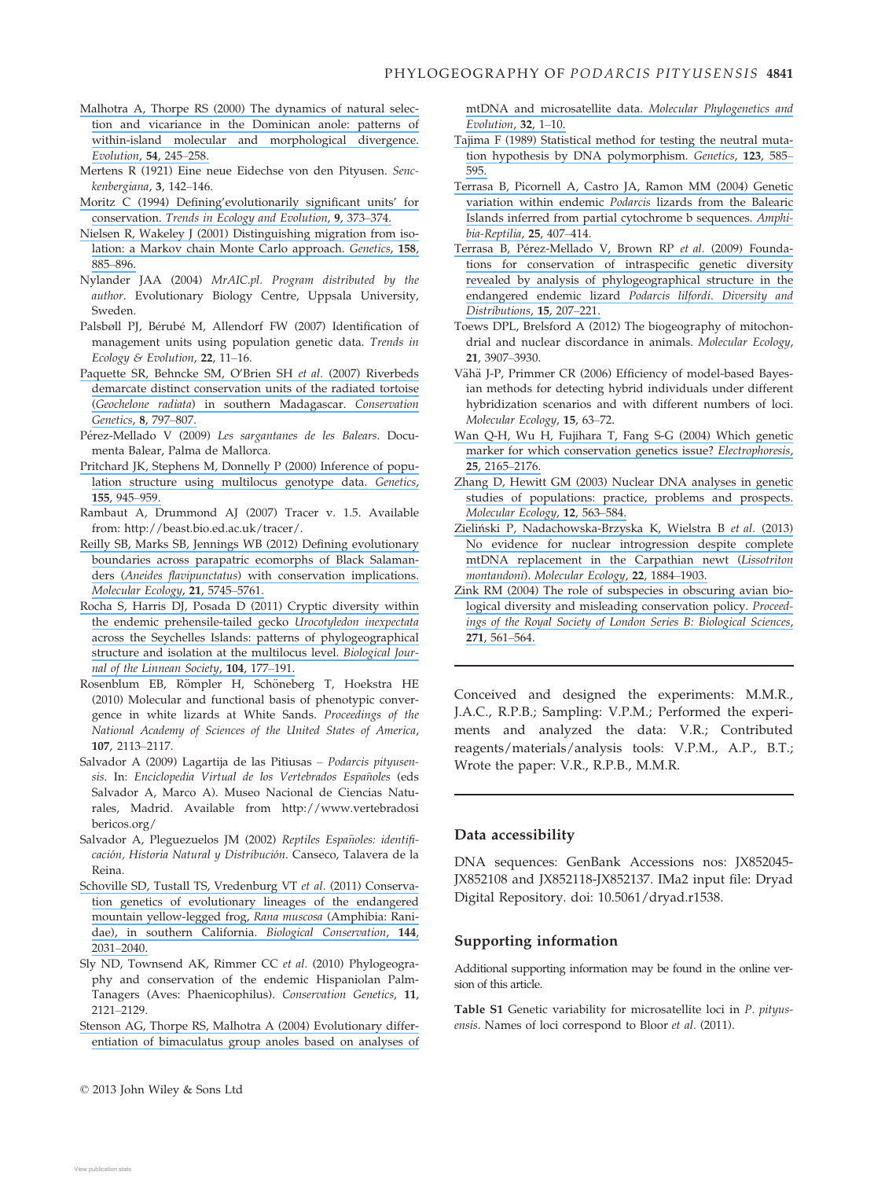Malhotra A, Thorpe RS (2000) The dynamics of natural selection and vicariance in the Dominican anole: patterns of within-island molecular and morphological divergence. *Evolution*, **54**, 245–258.

Mertens R (1921) Eine neue Eidechse von den Pityusen. *Senckenbergiana*, **3**, 142–146.

Moritz C (1994) Defining'evolutionarily significant units' for conservation. *Trends in Ecology and Evolution*, **9**, 373–374.

Nielsen R, Wakeley J (2001) Distinguishing migration from isolation: a Markov chain Monte Carlo approach. *Genetics*, **158**, 885–896.

Nylander JAA (2004) *MrAIC.pl. Program distributed by the author*. Evolutionary Biology Centre, Uppsala University, Sweden.

Palsbøll PJ, Bérubé M, Allendorf FW (2007) Identification of management units using population genetic data. *Trends in Ecology & Evolution*, **22**, 11–16.

Paquette SR, Behncke SM, O'Brien SH *et al.* (2007) Riverbeds demarcate distinct conservation units of the radiated tortoise (*Geochelone radiata*) in southern Madagascar. *Conservation Genetics*, **8**, 797–807.

Pérez-Mellado V (2009) *Les sargantanes de les Balears*. Documenta Balear, Palma de Mallorca.

Pritchard JK, Stephens M, Donnelly P (2000) Inference of population structure using multilocus genotype data. *Genetics*, **155**, 945–959.

Rambaut A, Drummond AJ (2007) Tracer v. 1.5. Available from: http://beast.bio.ed.ac.uk/tracer/.

Reilly SB, Marks SB, Jennings WB (2012) Defining evolutionary boundaries across parapatric ecomorphs of Black Salamanders (*Aneides flavipunctatus*) with conservation implications. *Molecular Ecology*, **21**, 5745–5761.

Rocha S, Harris DJ, Posada D (2011) Cryptic diversity within the endemic prehensile-tailed gecko *Urocotyledon inexpectata* across the Seychelles Islands: patterns of phylogeographical structure and isolation at the multilocus level. *Biological Journal of the Linnean Society*, **104**, 177–191.

Rosenblum EB, Römpler H, Schöneberg T, Hoekstra HE (2010) Molecular and functional basis of phenotypic convergence in white lizards at White Sands. *Proceedings of the National Academy of Sciences of the United States of America*, **107**, 2113–2117.

Salvador A (2009) Lagartija de las Pitiusas – *Podarcis pityusensis*. In: *Enciclopedia Virtual de los Vertebrados Españoles* (eds Salvador A, Marco A). Museo Nacional de Ciencias Naturales, Madrid. Available from http://www.vertebradosibericos.org/

Salvador A, Pleguezuelos JM (2002) *Reptiles Españoles: identificación, Historia Natural y Distribución*. Canseco, Talavera de la Reina.

Schoville SD, Tustall TS, Vredenburg VT *et al.* (2011) Conservation genetics of evolutionary lineages of the endangered mountain yellow-legged frog, *Rana muscosa* (Amphibia: Ranidae), in southern California. *Biological Conservation*, **144**, 2031–2040.

Sly ND, Townsend AK, Rimmer CC *et al.* (2010) Phylogeography and conservation of the endemic Hispaniolan Palm-Tanagers (Aves: Phaenicophilus). *Conservation Genetics*, **11**, 2121–2129.

Stenson AG, Thorpe RS, Malhotra A (2004) Evolutionary differentiation of bimaculatus group anoles based on analyses of mtDNA and microsatellite data. *Molecular Phylogenetics and Evolution*, **32**, 1–10.

Tajima F (1989) Statistical method for testing the neutral mutation hypothesis by DNA polymorphism. *Genetics*, **123**, 585–595.

Terrasa B, Picornell A, Castro JA, Ramon MM (2004) Genetic variation within endemic *Podarcis* lizards from the Balearic Islands inferred from partial cytochrome b sequences. *Amphibia-Reptilia*, **25**, 407–414.

Terrasa B, Pérez-Mellado V, Brown RP *et al.* (2009) Foundations for conservation of intraspecific genetic diversity revealed by analysis of phylogeographical structure in the endangered endemic lizard *Podarcis lilfordi*. *Diversity and Distributions*, **15**, 207–221.

Toews DPL, Brelsford A (2012) The biogeography of mitochondrial and nuclear discordance in animals. *Molecular Ecology*, **21**, 3907–3930.

Vähä J-P, Primmer CR (2006) Efficiency of model-based Bayesian methods for detecting hybrid individuals under different hybridization scenarios and with different numbers of loci. *Molecular Ecology*, **15**, 63–72.

Wan Q-H, Wu H, Fujihara T, Fang S-G (2004) Which genetic marker for which conservation genetics issue? *Electrophoresis*, **25**, 2165–2176.

Zhang D, Hewitt GM (2003) Nuclear DNA analyses in genetic studies of populations: practice, problems and prospects. *Molecular Ecology*, **12**, 563–584.

Zieliński P, Nadachowska-Brzyska K, Wielstra B *et al.* (2013) No evidence for nuclear introgression despite complete mtDNA replacement in the Carpathian newt (*Lissotriton montandoni*). *Molecular Ecology*, **22**, 1884–1903.

Zink RM (2004) The role of subspecies in obscuring avian biological diversity and misleading conservation policy. *Proceedings of the Royal Society of London Series B: Biological Sciences*, **271**, 561–564.

---

Conceived and designed the experiments: M.M.R., J.A.C., R.P.B.; Sampling: V.P.M.; Performed the experiments and analyzed the data: V.R.; Contributed reagents/materials/analysis tools: V.P.M., A.P., B.T.; Wrote the paper: V.R., R.P.B., M.M.R.

---

## Data accessibility

DNA sequences: GenBank Accessions nos: JX852045-JX852108 and JX852118-JX852137. IMa2 input file: Dryad Digital Repository. doi: 10.5061/dryad.r1538.

## Supporting information

Additional supporting information may be found in the online version of this article.

**Table S1** Genetic variability for microsatellite loci in *P. pityusensis*. Names of loci correspond to Bloor *et al*. (2011).